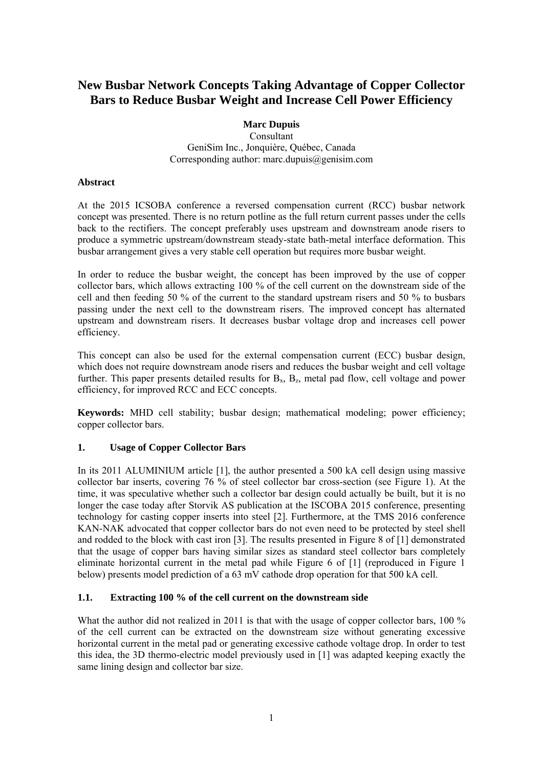# New Busbar Network Concepts Taking Advantage of Copper Collector Bars to Reduce Busbar Weight and Increase Cell Power Efficiency

**Marc Dupuis**
Consultant
GeniSim Inc., Jonquière, Québec, Canada
Corresponding author: marc.dupuis@genisim.com

### Abstract

At the 2015 ICSOBA conference a reversed compensation current (RCC) busbar network concept was presented. There is no return potline as the full return current passes under the cells back to the rectifiers. The concept preferably uses upstream and downstream anode risers to produce a symmetric upstream/downstream steady-state bath-metal interface deformation. This busbar arrangement gives a very stable cell operation but requires more busbar weight.

In order to reduce the busbar weight, the concept has been improved by the use of copper collector bars, which allows extracting 100 % of the cell current on the downstream side of the cell and then feeding 50 % of the current to the standard upstream risers and 50 % to busbars passing under the next cell to the downstream risers. The improved concept has alternated upstream and downstream risers. It decreases busbar voltage drop and increases cell power efficiency.

This concept can also be used for the external compensation current (ECC) busbar design, which does not require downstream anode risers and reduces the busbar weight and cell voltage further. This paper presents detailed results for $B_x$, $B_z$, metal pad flow, cell voltage and power efficiency, for improved RCC and ECC concepts.

**Keywords:** MHD cell stability; busbar design; mathematical modeling; power efficiency; copper collector bars.

## 1. Usage of Copper Collector Bars

In its 2011 ALUMINIUM article [1], the author presented a 500 kA cell design using massive collector bar inserts, covering 76 % of steel collector bar cross-section (see Figure 1). At the time, it was speculative whether such a collector bar design could actually be built, but it is no longer the case today after Storvik AS publication at the ISCOBA 2015 conference, presenting technology for casting copper inserts into steel [2]. Furthermore, at the TMS 2016 conference KAN-NAK advocated that copper collector bars do not even need to be protected by steel shell and rodded to the block with cast iron [3]. The results presented in Figure 8 of [1] demonstrated that the usage of copper bars having similar sizes as standard steel collector bars completely eliminate horizontal current in the metal pad while Figure 6 of [1] (reproduced in Figure 1 below) presents model prediction of a 63 mV cathode drop operation for that 500 kA cell.

### 1.1. Extracting 100 % of the cell current on the downstream side

What the author did not realized in 2011 is that with the usage of copper collector bars, 100 % of the cell current can be extracted on the downstream size without generating excessive horizontal current in the metal pad or generating excessive cathode voltage drop. In order to test this idea, the 3D thermo-electric model previously used in [1] was adapted keeping exactly the same lining design and collector bar size.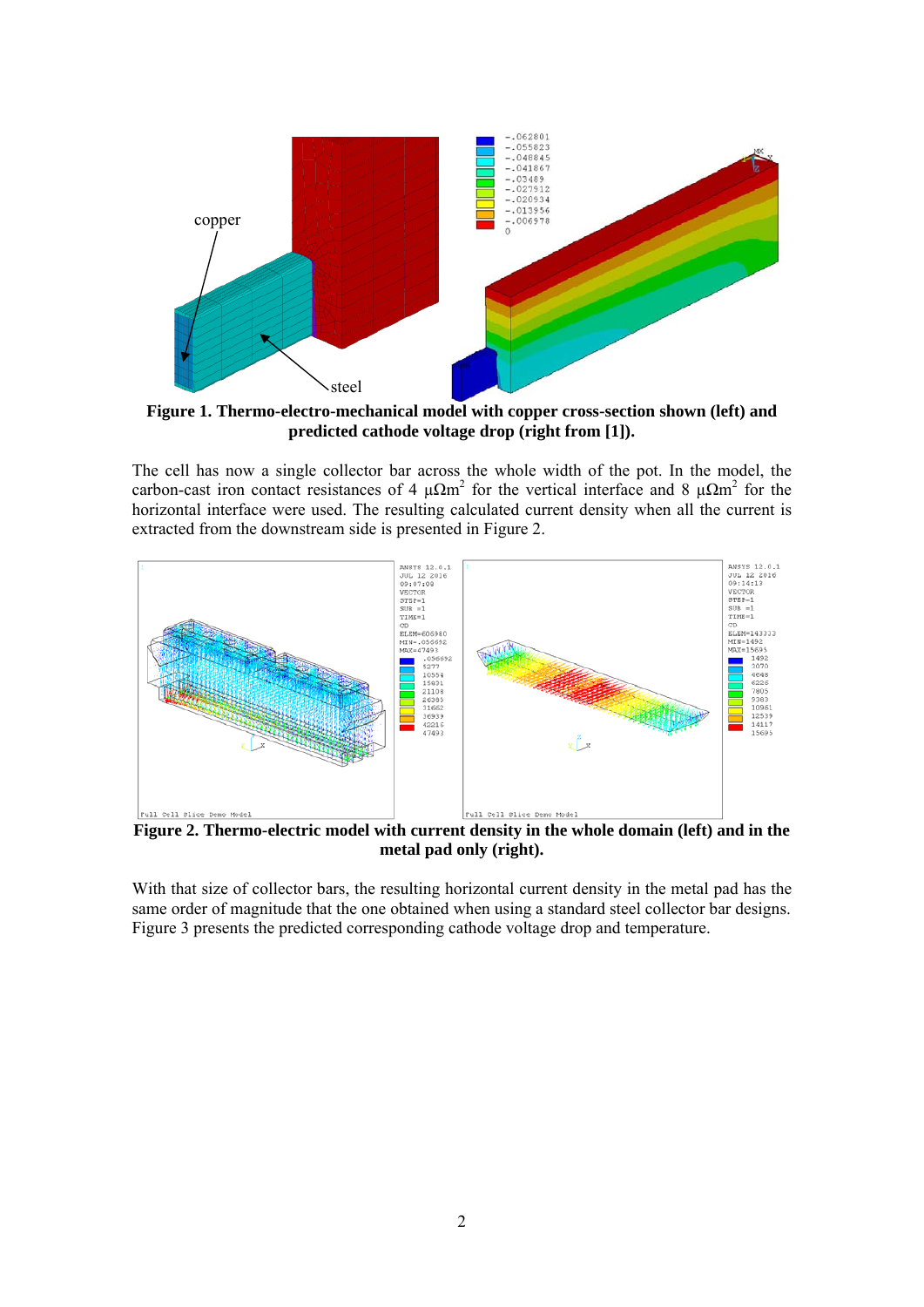**Figure 1. Thermo-electro-mechanical model with copper cross-section shown (left) and predicted cathode voltage drop (right from [1]).**

The cell has now a single collector bar across the whole width of the pot. In the model, the carbon-cast iron contact resistances of 4 $\mu\Omega m^2$ for the vertical interface and 8 $\mu\Omega m^2$ for the horizontal interface were used. The resulting calculated current density when all the current is extracted from the downstream side is presented in Figure 2.

**Figure 2. Thermo-electric model with current density in the whole domain (left) and in the metal pad only (right).**

With that size of collector bars, the resulting horizontal current density in the metal pad has the same order of magnitude that the one obtained when using a standard steel collector bar designs. Figure 3 presents the predicted corresponding cathode voltage drop and temperature.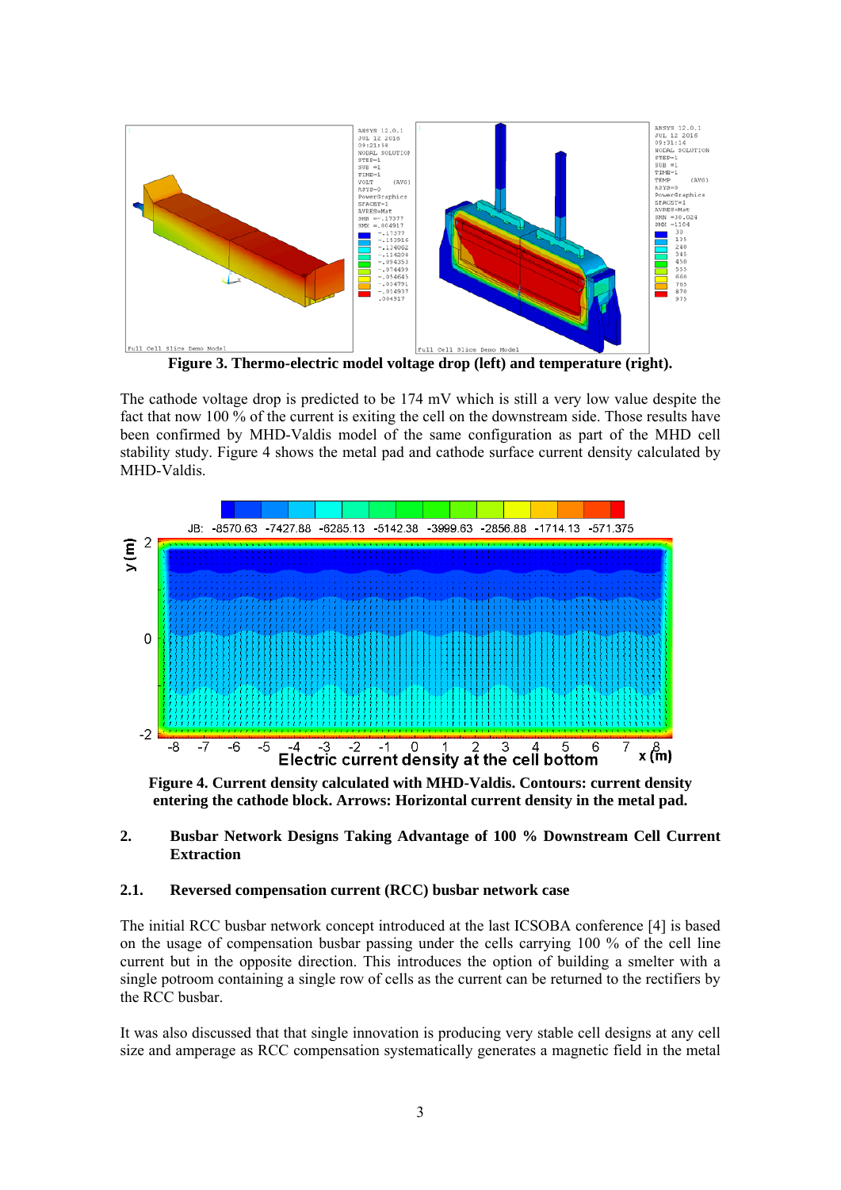Figure 3. Thermo-electric model voltage drop (left) and temperature (right).

The cathode voltage drop is predicted to be 174 mV which is still a very low value despite the fact that now 100 % of the current is exiting the cell on the downstream side. Those results have been confirmed by MHD-Valdis model of the same configuration as part of the MHD cell stability study. Figure 4 shows the metal pad and cathode surface current density calculated by MHD-Valdis.

Figure 4. Current density calculated with MHD-Valdis. Contours: current density entering the cathode block. Arrows: Horizontal current density in the metal pad.

## 2. Busbar Network Designs Taking Advantage of 100 % Downstream Cell Current Extraction

### 2.1. Reversed compensation current (RCC) busbar network case

The initial RCC busbar network concept introduced at the last ICSOBA conference [4] is based on the usage of compensation busbar passing under the cells carrying 100 % of the cell line current but in the opposite direction. This introduces the option of building a smelter with a single potroom containing a single row of cells as the current can be returned to the rectifiers by the RCC busbar.

It was also discussed that that single innovation is producing very stable cell designs at any cell size and amperage as RCC compensation systematically generates a magnetic field in the metal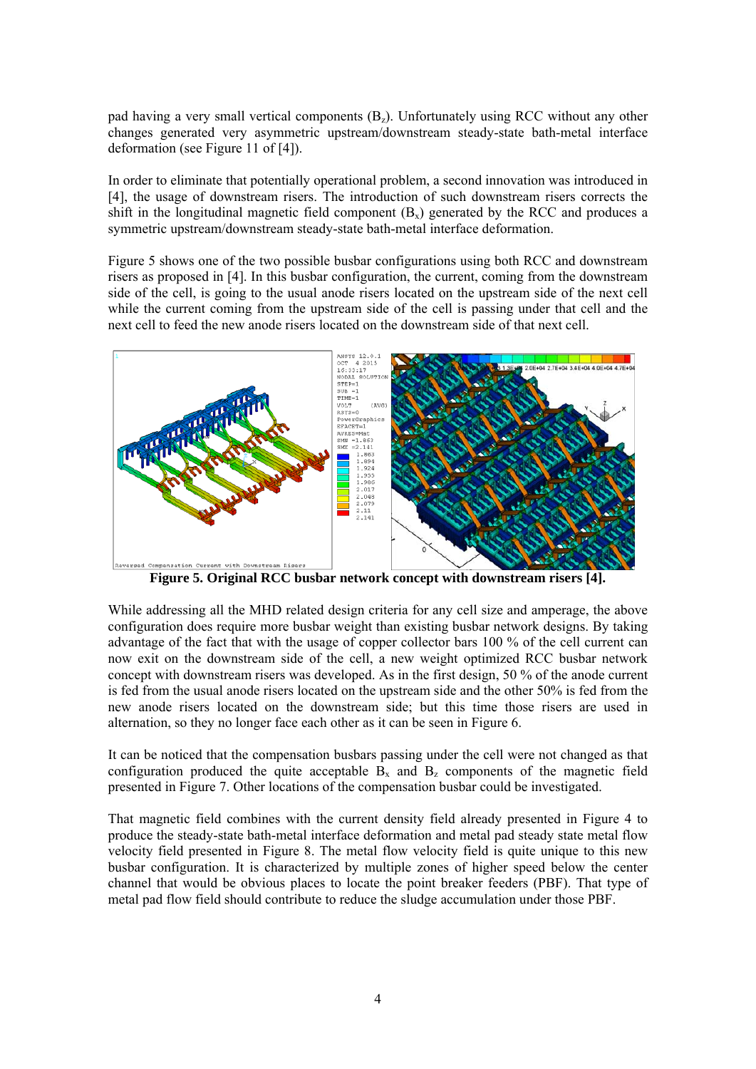pad having a very small vertical components ($B_z$). Unfortunately using RCC without any other changes generated very asymmetric upstream/downstream steady-state bath-metal interface deformation (see Figure 11 of [4]).

In order to eliminate that potentially operational problem, a second innovation was introduced in [4], the usage of downstream risers. The introduction of such downstream risers corrects the shift in the longitudinal magnetic field component ($B_x$) generated by the RCC and produces a symmetric upstream/downstream steady-state bath-metal interface deformation.

Figure 5 shows one of the two possible busbar configurations using both RCC and downstream risers as proposed in [4]. In this busbar configuration, the current, coming from the downstream side of the cell, is going to the usual anode risers located on the upstream side of the next cell while the current coming from the upstream side of the cell is passing under that cell and the next cell to feed the new anode risers located on the downstream side of that next cell.

**Figure 5. Original RCC busbar network concept with downstream risers [4].**

While addressing all the MHD related design criteria for any cell size and amperage, the above configuration does require more busbar weight than existing busbar network designs. By taking advantage of the fact that with the usage of copper collector bars 100 % of the cell current can now exit on the downstream side of the cell, a new weight optimized RCC busbar network concept with downstream risers was developed. As in the first design, 50 % of the anode current is fed from the usual anode risers located on the upstream side and the other 50% is fed from the new anode risers located on the downstream side; but this time those risers are used in alternation, so they no longer face each other as it can be seen in Figure 6.

It can be noticed that the compensation busbars passing under the cell were not changed as that configuration produced the quite acceptable $B_x$ and $B_z$ components of the magnetic field presented in Figure 7. Other locations of the compensation busbar could be investigated.

That magnetic field combines with the current density field already presented in Figure 4 to produce the steady-state bath-metal interface deformation and metal pad steady state metal flow velocity field presented in Figure 8. The metal flow velocity field is quite unique to this new busbar configuration. It is characterized by multiple zones of higher speed below the center channel that would be obvious places to locate the point breaker feeders (PBF). That type of metal pad flow field should contribute to reduce the sludge accumulation under those PBF.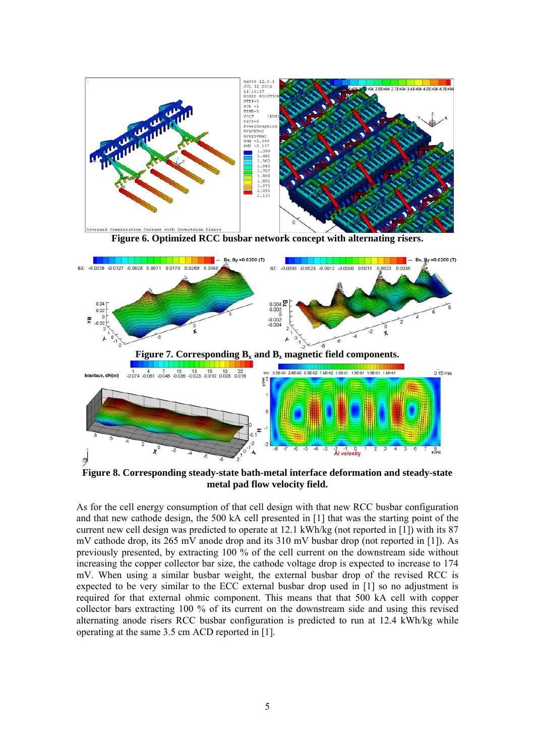**Figure 6. Optimized RCC busbar network concept with alternating risers.**

**Figure 7. Corresponding $B_x$ and $B_z$ magnetic field components.**

**Figure 8. Corresponding steady-state bath-metal interface deformation and steady-state metal pad flow velocity field.**

As for the cell energy consumption of that cell design with that new RCC busbar configuration and that new cathode design, the 500 kA cell presented in [1] that was the starting point of the current new cell design was predicted to operate at 12.1 kWh/kg (not reported in [1]) with its 87 mV cathode drop, its 265 mV anode drop and its 310 mV busbar drop (not reported in [1]). As previously presented, by extracting 100 % of the cell current on the downstream side without increasing the copper collector bar size, the cathode voltage drop is expected to increase to 174 mV. When using a similar busbar weight, the external busbar drop of the revised RCC is expected to be very similar to the ECC external busbar drop used in [1] so no adjustment is required for that external ohmic component. This means that that 500 kA cell with copper collector bars extracting 100 % of its current on the downstream side and using this revised alternating anode risers RCC busbar configuration is predicted to run at 12.4 kWh/kg while operating at the same 3.5 cm ACD reported in [1].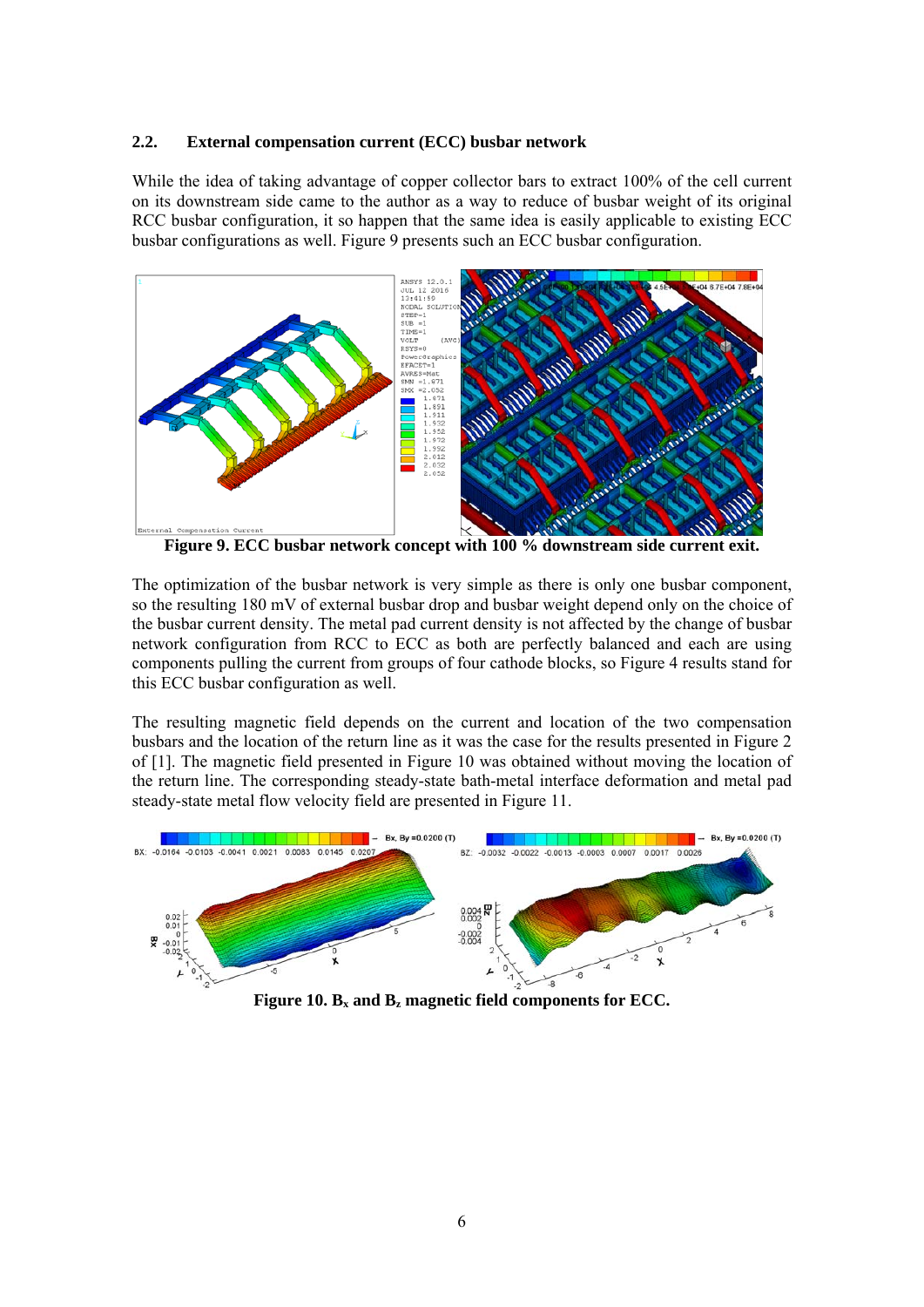### 2.2. External compensation current (ECC) busbar network

While the idea of taking advantage of copper collector bars to extract 100% of the cell current on its downstream side came to the author as a way to reduce of busbar weight of its original RCC busbar configuration, it so happen that the same idea is easily applicable to existing ECC busbar configurations as well. Figure 9 presents such an ECC busbar configuration.

**Figure 9. ECC busbar network concept with 100 % downstream side current exit.**

The optimization of the busbar network is very simple as there is only one busbar component, so the resulting 180 mV of external busbar drop and busbar weight depend only on the choice of the busbar current density. The metal pad current density is not affected by the change of busbar network configuration from RCC to ECC as both are perfectly balanced and each are using components pulling the current from groups of four cathode blocks, so Figure 4 results stand for this ECC busbar configuration as well.

The resulting magnetic field depends on the current and location of the two compensation busbars and the location of the return line as it was the case for the results presented in Figure 2 of [1]. The magnetic field presented in Figure 10 was obtained without moving the location of the return line. The corresponding steady-state bath-metal interface deformation and metal pad steady-state metal flow velocity field are presented in Figure 11.

**Figure 10. $B_x$ and $B_z$ magnetic field components for ECC.**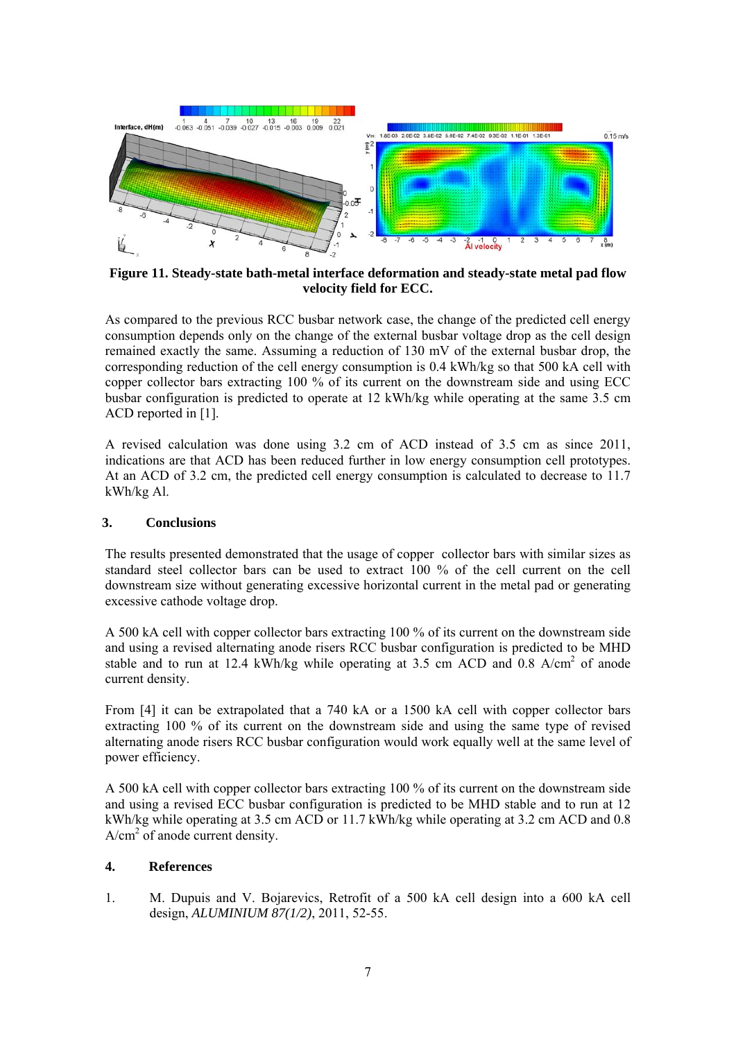Figure 11. Steady-state bath-metal interface deformation and steady-state metal pad flow velocity field for ECC.

As compared to the previous RCC busbar network case, the change of the predicted cell energy consumption depends only on the change of the external busbar voltage drop as the cell design remained exactly the same. Assuming a reduction of 130 mV of the external busbar drop, the corresponding reduction of the cell energy consumption is 0.4 kWh/kg so that 500 kA cell with copper collector bars extracting 100 % of its current on the downstream side and using ECC busbar configuration is predicted to operate at 12 kWh/kg while operating at the same 3.5 cm ACD reported in [1].

A revised calculation was done using 3.2 cm of ACD instead of 3.5 cm as since 2011, indications are that ACD has been reduced further in low energy consumption cell prototypes. At an ACD of 3.2 cm, the predicted cell energy consumption is calculated to decrease to 11.7 kWh/kg Al.

## 3. Conclusions

The results presented demonstrated that the usage of copper collector bars with similar sizes as standard steel collector bars can be used to extract 100 % of the cell current on the cell downstream size without generating excessive horizontal current in the metal pad or generating excessive cathode voltage drop.

A 500 kA cell with copper collector bars extracting 100 % of its current on the downstream side and using a revised alternating anode risers RCC busbar configuration is predicted to be MHD stable and to run at 12.4 kWh/kg while operating at 3.5 cm ACD and 0.8 A/cm$^2$ of anode current density.

From [4] it can be extrapolated that a 740 kA or a 1500 kA cell with copper collector bars extracting 100 % of its current on the downstream side and using the same type of revised alternating anode risers RCC busbar configuration would work equally well at the same level of power efficiency.

A 500 kA cell with copper collector bars extracting 100 % of its current on the downstream side and using a revised ECC busbar configuration is predicted to be MHD stable and to run at 12 kWh/kg while operating at 3.5 cm ACD or 11.7 kWh/kg while operating at 3.2 cm ACD and 0.8 A/cm$^2$ of anode current density.

## 4. References

1. M. Dupuis and V. Bojarevics, Retrofit of a 500 kA cell design into a 600 kA cell design, *ALUMINIUM 87(1/2)*, 2011, 52-55.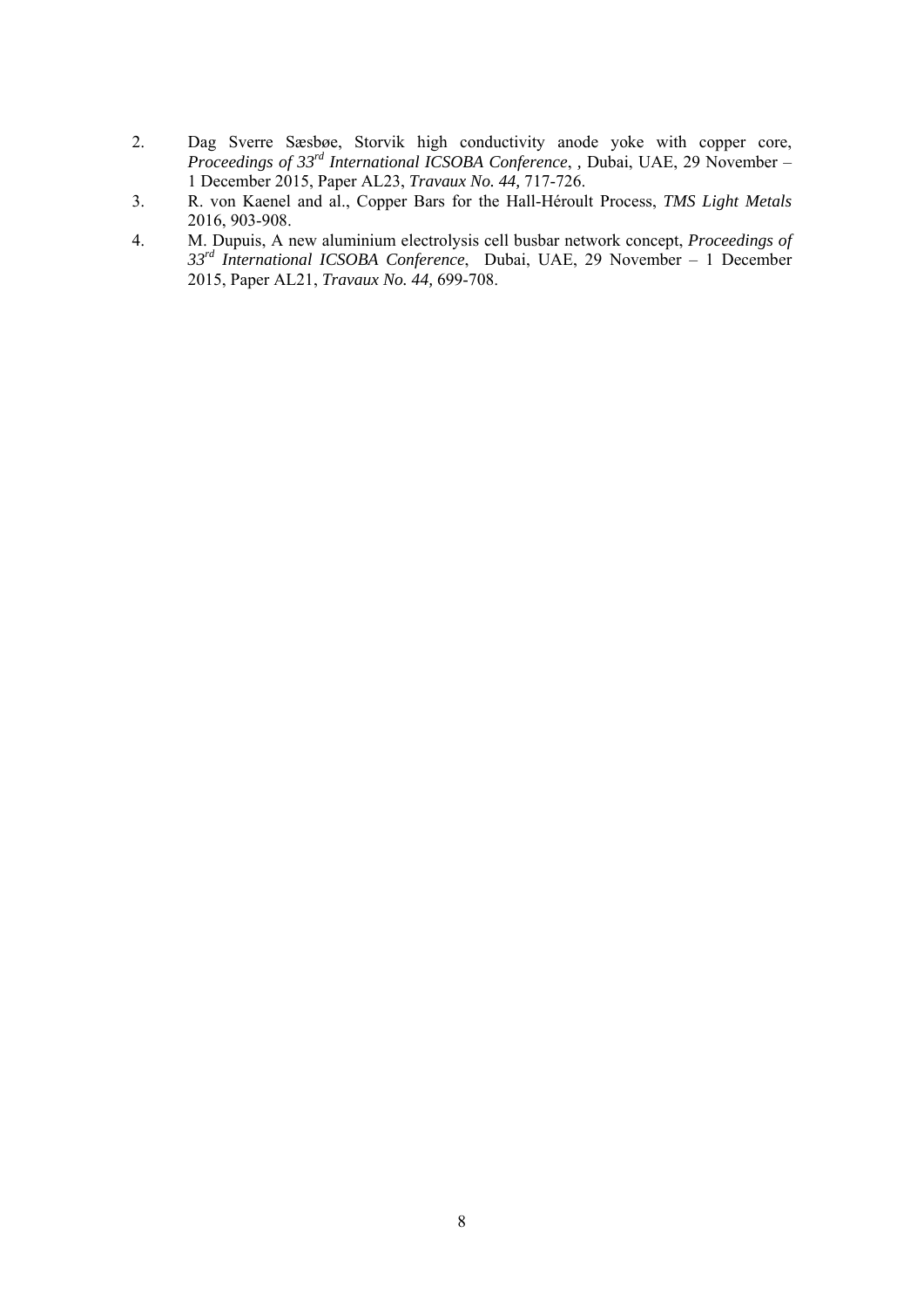2. Dag Sverre Sæsbøe, Storvik high conductivity anode yoke with copper core, *Proceedings of 33rd International ICSOBA Conference*, *,* Dubai, UAE, 29 November – 1 December 2015, Paper AL23, *Travaux No. 44,* 717-726.
3. R. von Kaenel and al., Copper Bars for the Hall-Héroult Process, *TMS Light Metals* 2016, 903-908.
4. M. Dupuis, A new aluminium electrolysis cell busbar network concept, *Proceedings of 33rd International ICSOBA Conference*, Dubai, UAE, 29 November – 1 December 2015, Paper AL21, *Travaux No. 44,* 699-708.